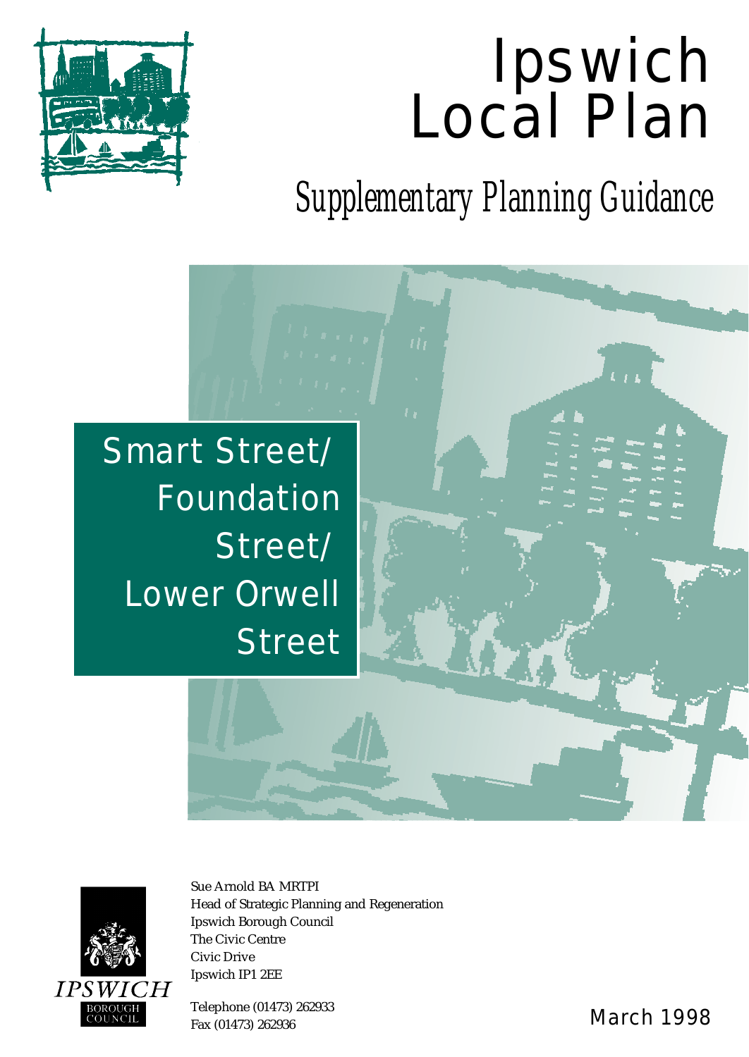# Ipswich Local Plan

## Supplementary Planning Guidance

# Smart Street/ Foundation Street/ Lower Orwell Street

Sue Arnold BA MRTPI
Head of Strategic Planning and Regeneration
Ipswich Borough Council
The Civic Centre
Civic Drive
Ipswich IP1 2EE

Telephone (01473) 262933
Fax (01473) 262936

IPSWICH BOROUGH COUNCIL

March 1998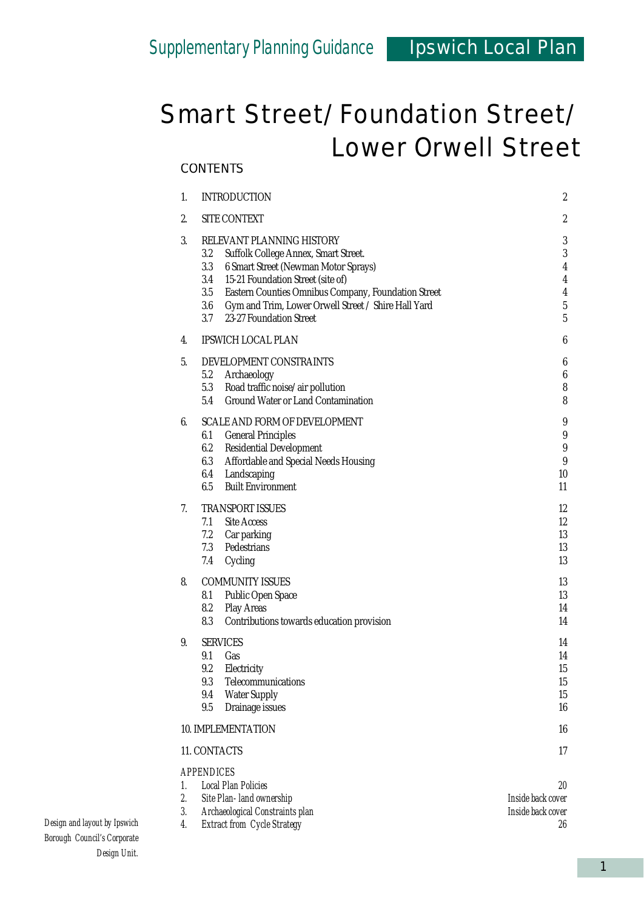Supplementary Planning Guidance | Ipswich Local Plan

# Smart Street/Foundation Street/ Lower Orwell Street

## CONTENTS

| | | |
|---|---|---|
| 1. | INTRODUCTION | 2 |
| 2. | SITE CONTEXT | 2 |
| 3. | RELEVANT PLANNING HISTORY | 3 |
| | 3.2 Suffolk College Annex, Smart Street. | 3 |
| | 3.3 6 Smart Street (Newman Motor Sprays) | 4 |
| | 3.4 15-21 Foundation Street (site of) | 4 |
| | 3.5 Eastern Counties Omnibus Company, Foundation Street | 4 |
| | 3.6 Gym and Trim, Lower Orwell Street / Shire Hall Yard | 5 |
| | 3.7 23-27 Foundation Street | 5 |
| 4. | IPSWICH LOCAL PLAN | 6 |
| 5. | DEVELOPMENT CONSTRAINTS | 6 |
| | 5.2 Archaeology | 6 |
| | 5.3 Road traffic noise/air pollution | 8 |
| | 5.4 Ground Water or Land Contamination | 8 |
| 6. | SCALE AND FORM OF DEVELOPMENT | 9 |
| | 6.1 General Principles | 9 |
| | 6.2 Residential Development | 9 |
| | 6.3 Affordable and Special Needs Housing | 9 |
| | 6.4 Landscaping | 10 |
| | 6.5 Built Environment | 11 |
| 7. | TRANSPORT ISSUES | 12 |
| | 7.1 Site Access | 12 |
| | 7.2 Car parking | 13 |
| | 7.3 Pedestrians | 13 |
| | 7.4 Cycling | 13 |
| 8. | COMMUNITY ISSUES | 13 |
| | 8.1 Public Open Space | 13 |
| | 8.2 Play Areas | 14 |
| | 8.3 Contributions towards education provision | 14 |
| 9. | SERVICES | 14 |
| | 9.1 Gas | 14 |
| | 9.2 Electricity | 15 |
| | 9.3 Telecommunications | 15 |
| | 9.4 Water Supply | 15 |
| | 9.5 Drainage issues | 16 |
| 10. | IMPLEMENTATION | 16 |
| 11. | CONTACTS | 17 |

*APPENDICES*

| | | |
|---|---|---|
| 1. | *Local Plan Policies* | *20* |
| 2. | *Site Plan- land ownership* | *Inside back cover* |
| 3. | *Archaeological Constraints plan* | *Inside back cover* |
| 4. | *Extract from Cycle Strategy* | *26* |

*Design and layout by Ipswich Borough Council's Corporate Design Unit.*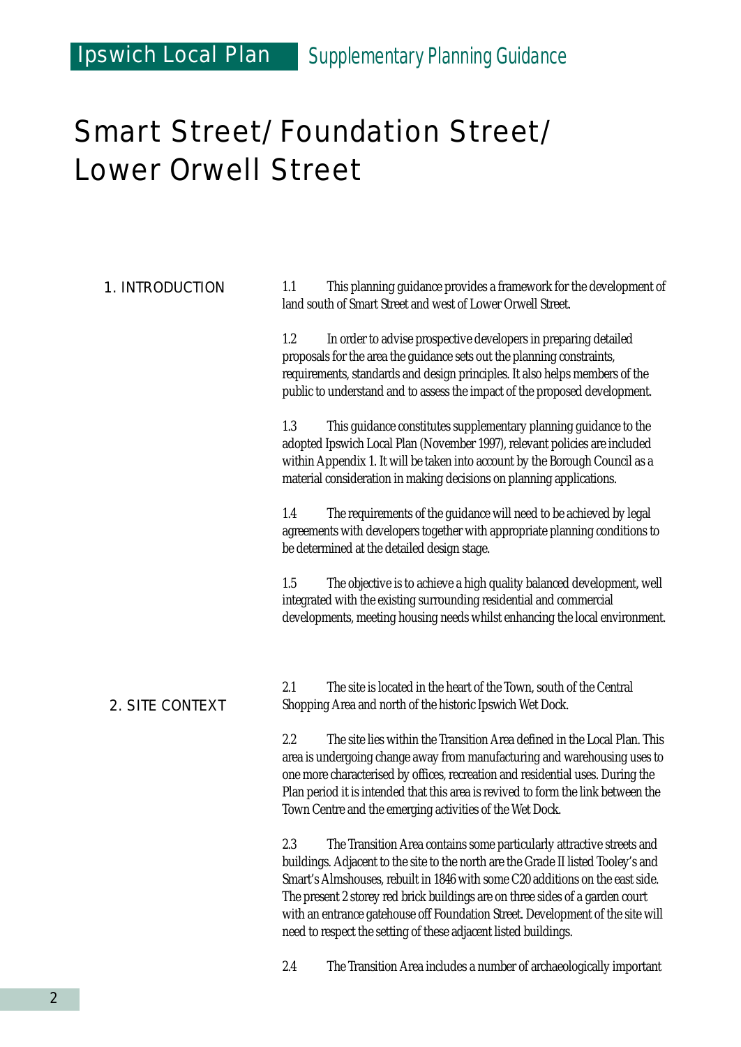# Smart Street/ Foundation Street/ Lower Orwell Street

## 1. INTRODUCTION

1.1 This planning guidance provides a framework for the development of land south of Smart Street and west of Lower Orwell Street.

1.2 In order to advise prospective developers in preparing detailed proposals for the area the guidance sets out the planning constraints, requirements, standards and design principles. It also helps members of the public to understand and to assess the impact of the proposed development.

1.3 This guidance constitutes supplementary planning guidance to the adopted Ipswich Local Plan (November 1997), relevant policies are included within Appendix 1. It will be taken into account by the Borough Council as a material consideration in making decisions on planning applications.

1.4 The requirements of the guidance will need to be achieved by legal agreements with developers together with appropriate planning conditions to be determined at the detailed design stage.

1.5 The objective is to achieve a high quality balanced development, well integrated with the existing surrounding residential and commercial developments, meeting housing needs whilst enhancing the local environment.

## 2. SITE CONTEXT

2.1 The site is located in the heart of the Town, south of the Central Shopping Area and north of the historic Ipswich Wet Dock.

2.2 The site lies within the Transition Area defined in the Local Plan. This area is undergoing change away from manufacturing and warehousing uses to one more characterised by offices, recreation and residential uses. During the Plan period it is intended that this area is revived to form the link between the Town Centre and the emerging activities of the Wet Dock.

2.3 The Transition Area contains some particularly attractive streets and buildings. Adjacent to the site to the north are the Grade II listed Tooley's and Smart's Almshouses, rebuilt in 1846 with some C20 additions on the east side. The present 2 storey red brick buildings are on three sides of a garden court with an entrance gatehouse off Foundation Street. Development of the site will need to respect the setting of these adjacent listed buildings.

2.4 The Transition Area includes a number of archaeologically important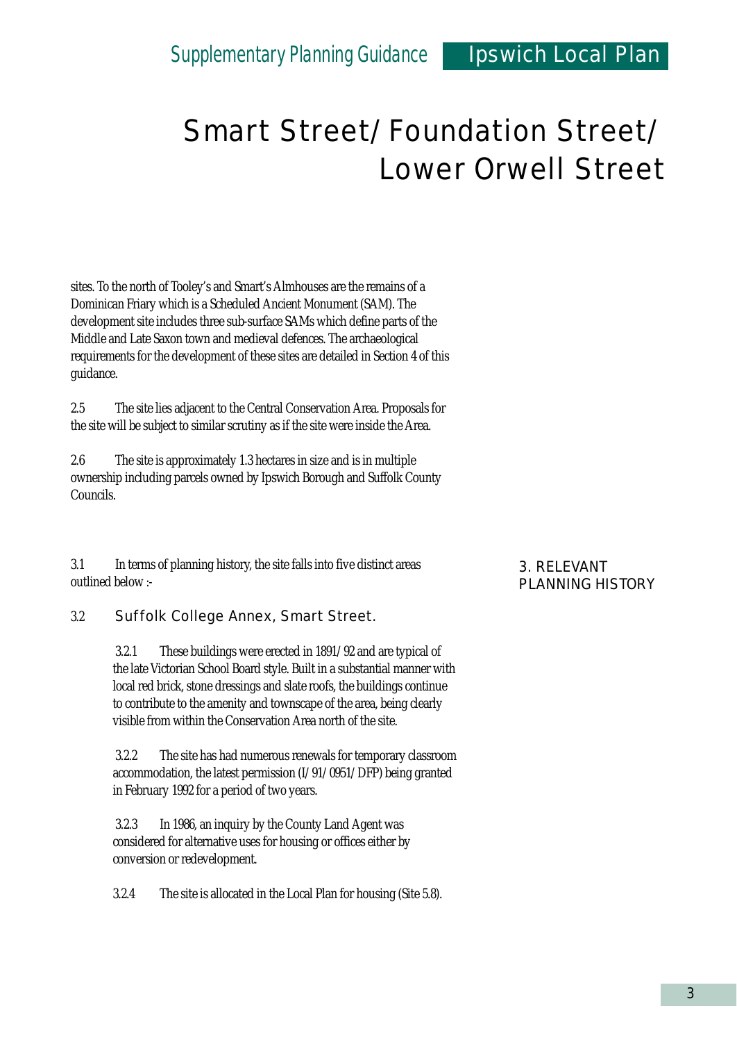sites. To the north of Tooley's and Smart's Almhouses are the remains of a Dominican Friary which is a Scheduled Ancient Monument (SAM). The development site includes three sub-surface SAMs which define parts of the Middle and Late Saxon town and medieval defences. The archaeological requirements for the development of these sites are detailed in Section 4 of this guidance.

2.5 The site lies adjacent to the Central Conservation Area. Proposals for the site will be subject to similar scrutiny as if the site were inside the Area.

2.6 The site is approximately 1.3 hectares in size and is in multiple ownership including parcels owned by Ipswich Borough and Suffolk County Councils.

## 3. RELEVANT PLANNING HISTORY

3.1 In terms of planning history, the site falls into five distinct areas outlined below :-

### 3.2 Suffolk College Annex, Smart Street.

3.2.1 These buildings were erected in 1891/92 and are typical of the late Victorian School Board style. Built in a substantial manner with local red brick, stone dressings and slate roofs, the buildings continue to contribute to the amenity and townscape of the area, being clearly visible from within the Conservation Area north of the site.

3.2.2 The site has had numerous renewals for temporary classroom accommodation, the latest permission (I/91/0951/DFP) being granted in February 1992 for a period of two years.

3.2.3 In 1986, an inquiry by the County Land Agent was considered for alternative uses for housing or offices either by conversion or redevelopment.

3.2.4 The site is allocated in the Local Plan for housing (Site 5.8).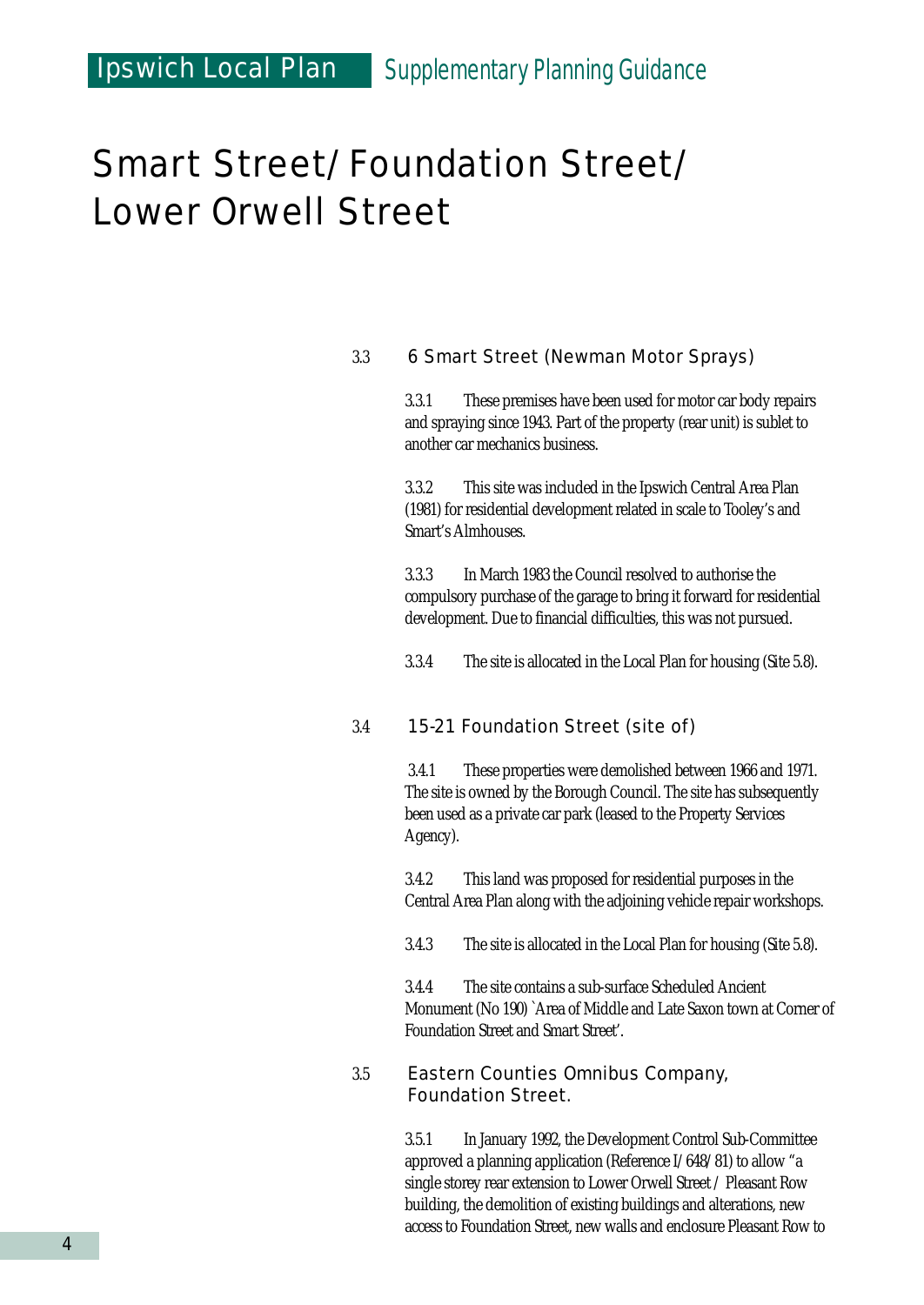# Smart Street/Foundation Street/ Lower Orwell Street

### 3.3 6 Smart Street (Newman Motor Sprays)

3.3.1 These premises have been used for motor car body repairs and spraying since 1943. Part of the property (rear unit) is sublet to another car mechanics business.

3.3.2 This site was included in the Ipswich Central Area Plan (1981) for residential development related in scale to Tooley's and Smart's Almhouses.

3.3.3 In March 1983 the Council resolved to authorise the compulsory purchase of the garage to bring it forward for residential development. Due to financial difficulties, this was not pursued.

3.3.4 The site is allocated in the Local Plan for housing (Site 5.8).

### 3.4 15-21 Foundation Street (site of)

3.4.1 These properties were demolished between 1966 and 1971. The site is owned by the Borough Council. The site has subsequently been used as a private car park (leased to the Property Services Agency).

3.4.2 This land was proposed for residential purposes in the Central Area Plan along with the adjoining vehicle repair workshops.

3.4.3 The site is allocated in the Local Plan for housing (Site 5.8).

3.4.4 The site contains a sub-surface Scheduled Ancient Monument (No 190) `Area of Middle and Late Saxon town at Corner of Foundation Street and Smart Street'.

### 3.5 Eastern Counties Omnibus Company, Foundation Street.

3.5.1 In January 1992, the Development Control Sub-Committee approved a planning application (Reference I/648/81) to allow "a single storey rear extension to Lower Orwell Street / Pleasant Row building, the demolition of existing buildings and alterations, new access to Foundation Street, new walls and enclosure Pleasant Row to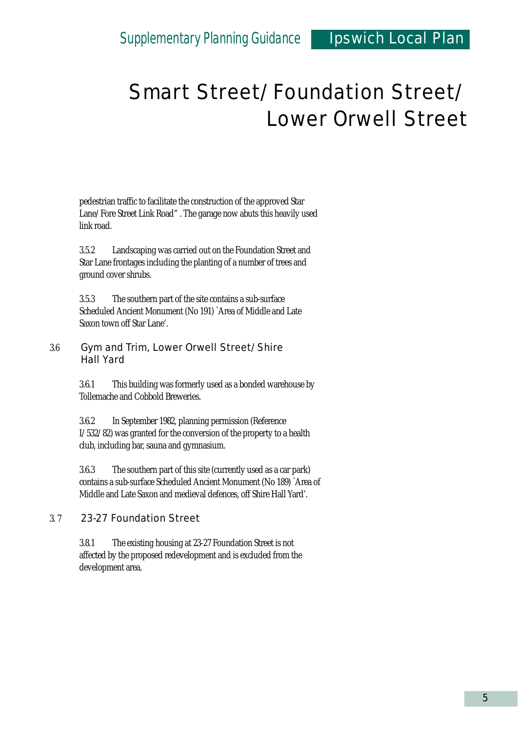# Smart Street/Foundation Street/ Lower Orwell Street

pedestrian traffic to facilitate the construction of the approved Star Lane/Fore Street Link Road". The garage now abuts this heavily used link road.

3.5.2 Landscaping was carried out on the Foundation Street and Star Lane frontages including the planting of a number of trees and ground cover shrubs.

3.5.3 The southern part of the site contains a sub-surface Scheduled Ancient Monument (No 191) `Area of Middle and Late Saxon town off Star Lane'.

## 3.6 Gym and Trim, Lower Orwell Street/Shire Hall Yard

3.6.1 This building was formerly used as a bonded warehouse by Tollemache and Cobbold Breweries.

3.6.2 In September 1982, planning permission (Reference I/532/82) was granted for the conversion of the property to a health club, including bar, sauna and gymnasium.

3.6.3 The southern part of this site (currently used as a car park) contains a sub-surface Scheduled Ancient Monument (No 189) `Area of Middle and Late Saxon and medieval defences, off Shire Hall Yard'.

## 3.7 23-27 Foundation Street

3.8.1 The existing housing at 23-27 Foundation Street is not affected by the proposed redevelopment and is excluded from the development area.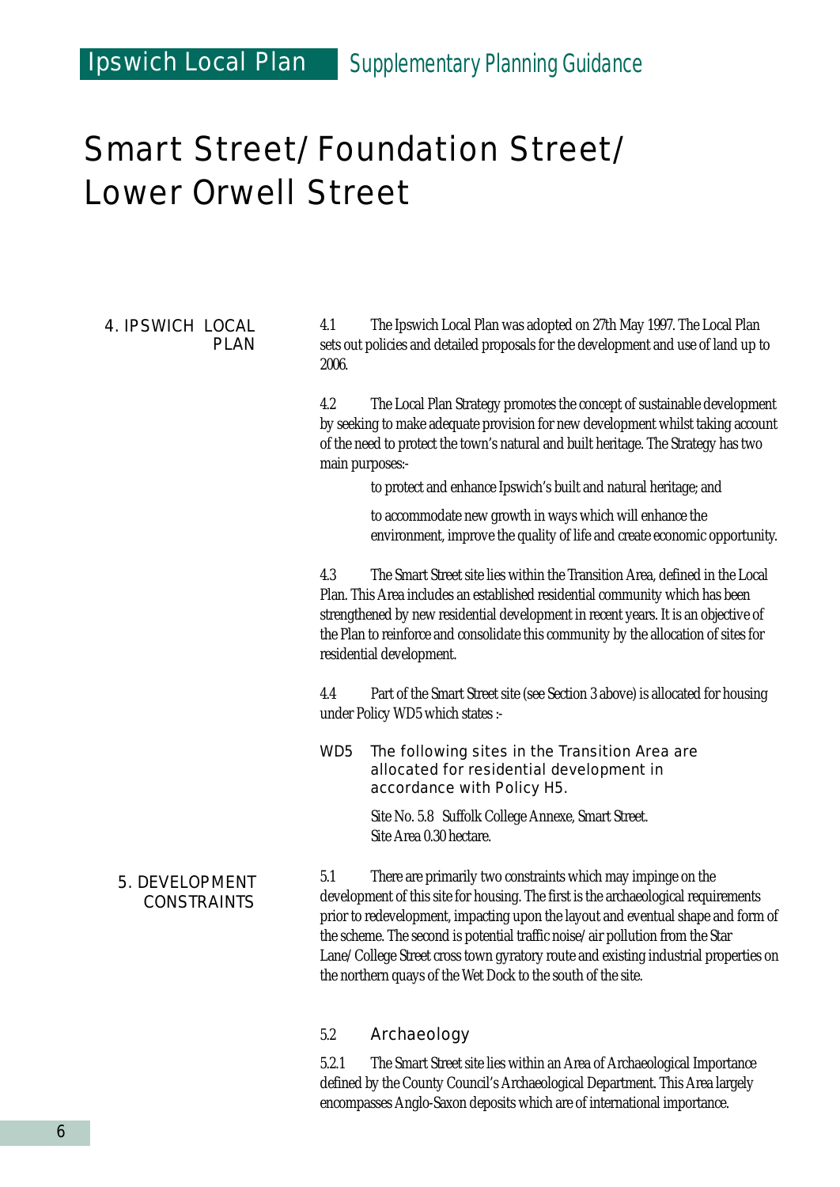# Smart Street/Foundation Street/ Lower Orwell Street

## 4. IPSWICH LOCAL PLAN

4.1 The Ipswich Local Plan was adopted on 27th May 1997. The Local Plan sets out policies and detailed proposals for the development and use of land up to 2006.

4.2 The Local Plan Strategy promotes the concept of sustainable development by seeking to make adequate provision for new development whilst taking account of the need to protect the town's natural and built heritage. The Strategy has two main purposes:-

- to protect and enhance Ipswich's built and natural heritage; and
- to accommodate new growth in ways which will enhance the environment, improve the quality of life and create economic opportunity.

4.3 The Smart Street site lies within the Transition Area, defined in the Local Plan. This Area includes an established residential community which has been strengthened by new residential development in recent years. It is an objective of the Plan to reinforce and consolidate this community by the allocation of sites for residential development.

4.4 Part of the Smart Street site (see Section 3 above) is allocated for housing under Policy WD5 which states :-

**WD5** The following sites in the Transition Area are allocated for residential development in accordance with Policy H5.

Site No. 5.8 Suffolk College Annexe, Smart Street.
Site Area 0.30 hectare.

## 5. DEVELOPMENT CONSTRAINTS

5.1 There are primarily two constraints which may impinge on the development of this site for housing. The first is the archaeological requirements prior to redevelopment, impacting upon the layout and eventual shape and form of the scheme. The second is potential traffic noise/air pollution from the Star Lane/College Street cross town gyratory route and existing industrial properties on the northern quays of the Wet Dock to the south of the site.

### 5.2 Archaeology

5.2.1 The Smart Street site lies within an Area of Archaeological Importance defined by the County Council's Archaeological Department. This Area largely encompasses Anglo-Saxon deposits which are of international importance.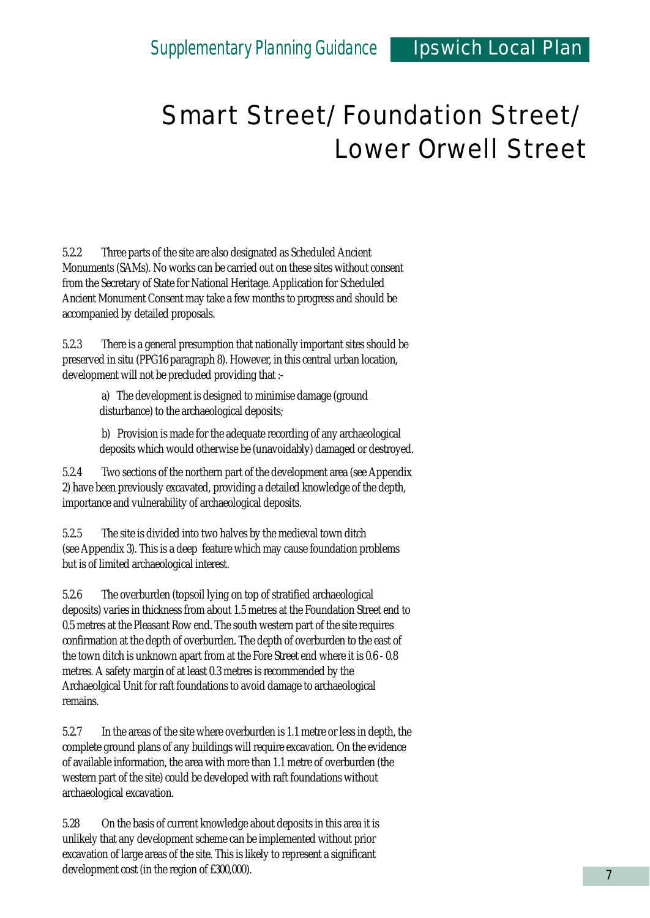# Smart Street/ Foundation Street/ Lower Orwell Street

5.2.2 Three parts of the site are also designated as Scheduled Ancient Monuments (SAMs). No works can be carried out on these sites without consent from the Secretary of State for National Heritage. Application for Scheduled Ancient Monument Consent may take a few months to progress and should be accompanied by detailed proposals.

5.2.3 There is a general presumption that nationally important sites should be preserved in situ (PPG16 paragraph 8). However, in this central urban location, development will not be precluded providing that :-

a) The development is designed to minimise damage (ground disturbance) to the archaeological deposits;

b) Provision is made for the adequate recording of any archaeological deposits which would otherwise be (unavoidably) damaged or destroyed.

5.2.4 Two sections of the northern part of the development area (see Appendix 2) have been previously excavated, providing a detailed knowledge of the depth, importance and vulnerability of archaeological deposits.

5.2.5 The site is divided into two halves by the medieval town ditch (see Appendix 3). This is a deep feature which may cause foundation problems but is of limited archaeological interest.

5.2.6 The overburden (topsoil lying on top of stratified archaeological deposits) varies in thickness from about 1.5 metres at the Foundation Street end to 0.5 metres at the Pleasant Row end. The south western part of the site requires confirmation at the depth of overburden. The depth of overburden to the east of the town ditch is unknown apart from at the Fore Street end where it is 0.6 - 0.8 metres. A safety margin of at least 0.3 metres is recommended by the Archaeolgical Unit for raft foundations to avoid damage to archaeological remains.

5.2.7 In the areas of the site where overburden is 1.1 metre or less in depth, the complete ground plans of any buildings will require excavation. On the evidence of available information, the area with more than 1.1 metre of overburden (the western part of the site) could be developed with raft foundations without archaeological excavation.

5.28 On the basis of current knowledge about deposits in this area it is unlikely that any development scheme can be implemented without prior excavation of large areas of the site. This is likely to represent a significant development cost (in the region of £300,000).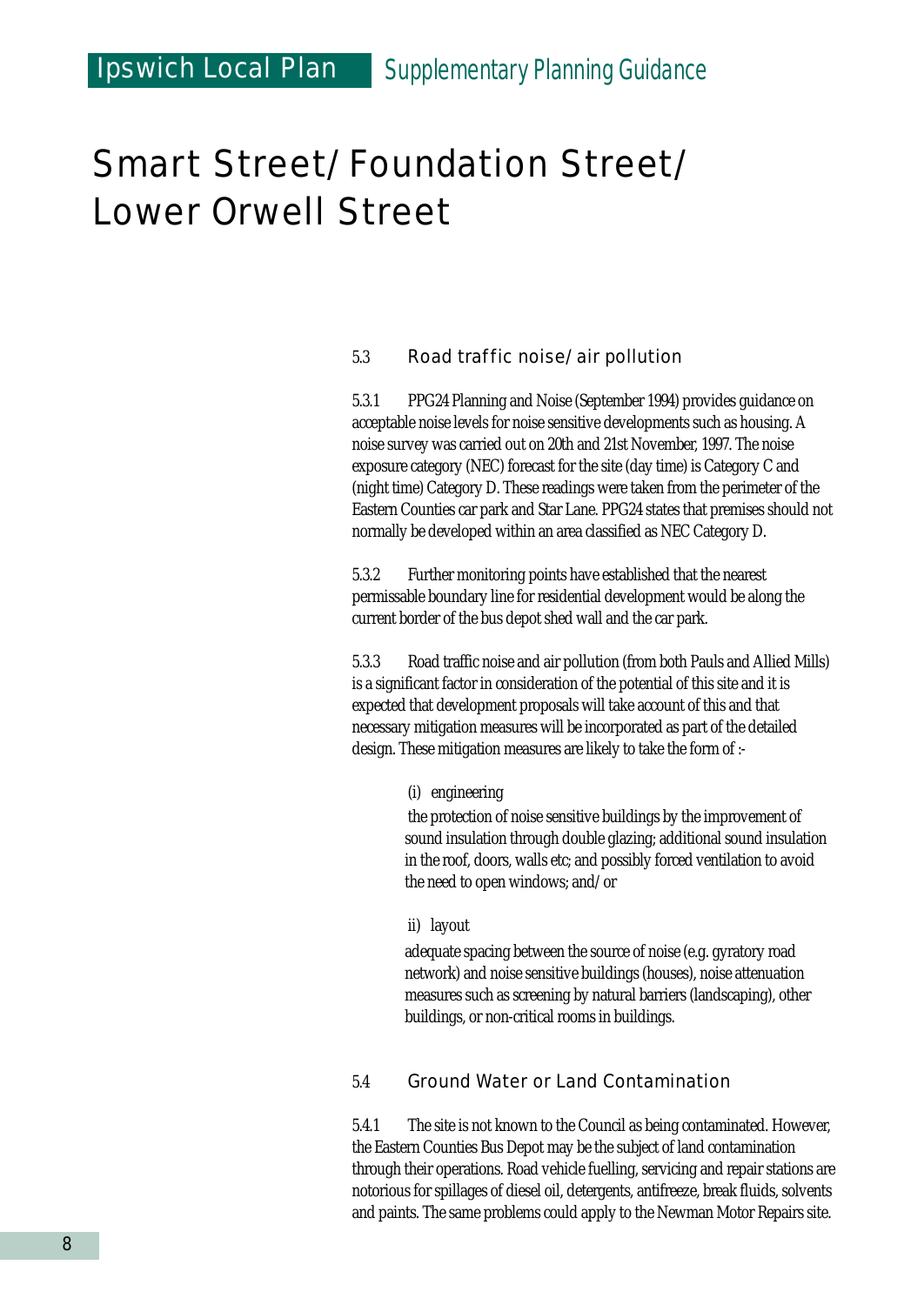# Smart Street/Foundation Street/ Lower Orwell Street

## 5.3 Road traffic noise/air pollution

5.3.1 PPG24 Planning and Noise (September 1994) provides guidance on acceptable noise levels for noise sensitive developments such as housing. A noise survey was carried out on 20th and 21st November, 1997. The noise exposure category (NEC) forecast for the site (day time) is Category C and (night time) Category D. These readings were taken from the perimeter of the Eastern Counties car park and Star Lane. PPG24 states that premises should not normally be developed within an area classified as NEC Category D.

5.3.2 Further monitoring points have established that the nearest permissable boundary line for residential development would be along the current border of the bus depot shed wall and the car park.

5.3.3 Road traffic noise and air pollution (from both Pauls and Allied Mills) is a significant factor in consideration of the potential of this site and it is expected that development proposals will take account of this and that necessary mitigation measures will be incorporated as part of the detailed design. These mitigation measures are likely to take the form of :-

(i) engineering

the protection of noise sensitive buildings by the improvement of sound insulation through double glazing; additional sound insulation in the roof, doors, walls etc; and possibly forced ventilation to avoid the need to open windows; and/or

ii) layout

adequate spacing between the source of noise (e.g. gyratory road network) and noise sensitive buildings (houses), noise attenuation measures such as screening by natural barriers (landscaping), other buildings, or non-critical rooms in buildings.

## 5.4 Ground Water or Land Contamination

5.4.1 The site is not known to the Council as being contaminated. However, the Eastern Counties Bus Depot may be the subject of land contamination through their operations. Road vehicle fuelling, servicing and repair stations are notorious for spillages of diesel oil, detergents, antifreeze, break fluids, solvents and paints. The same problems could apply to the Newman Motor Repairs site.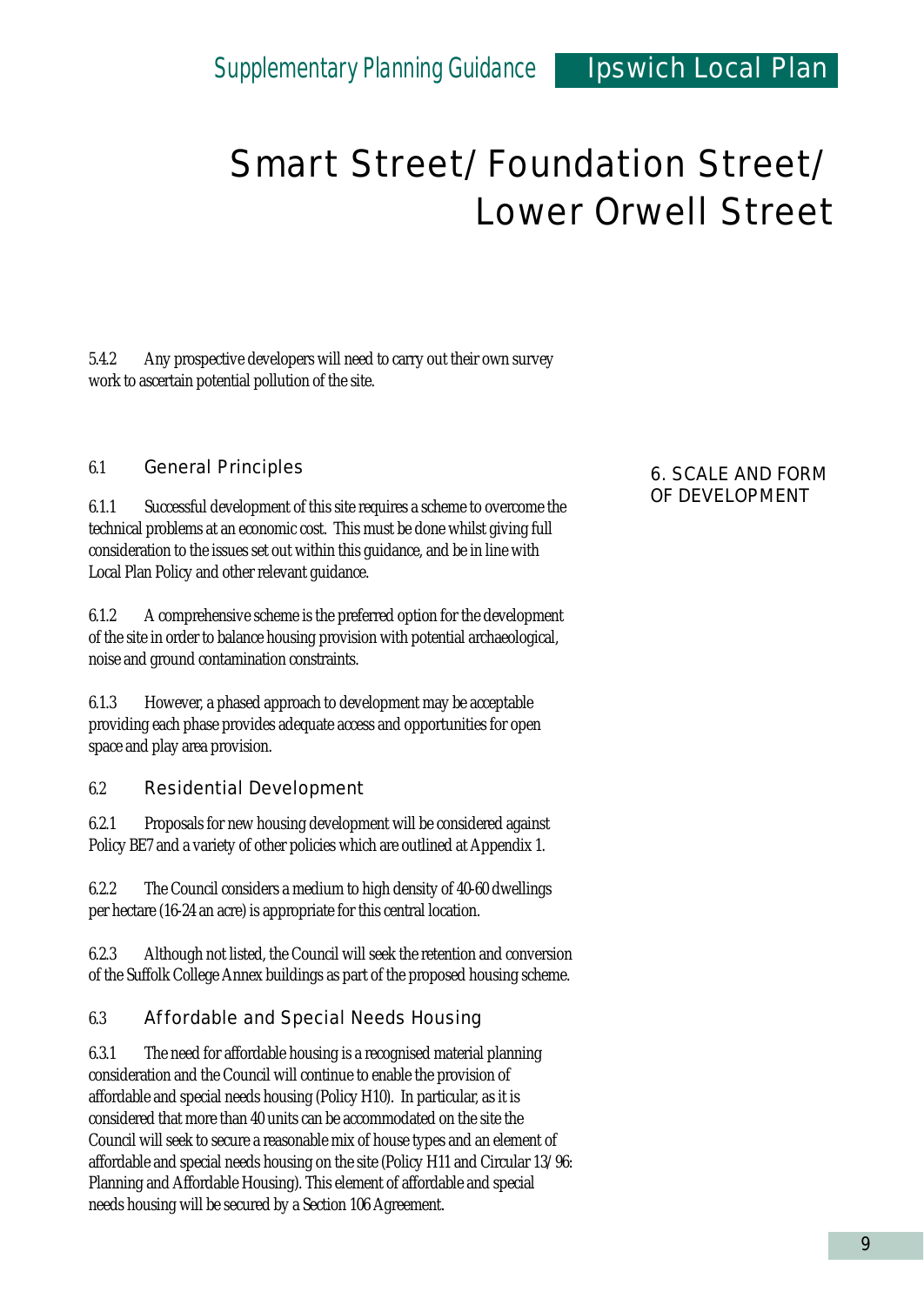5.4.2 Any prospective developers will need to carry out their own survey work to ascertain potential pollution of the site.

## 6. SCALE AND FORM OF DEVELOPMENT

### 6.1 General Principles

6.1.1 Successful development of this site requires a scheme to overcome the technical problems at an economic cost. This must be done whilst giving full consideration to the issues set out within this guidance, and be in line with Local Plan Policy and other relevant guidance.

6.1.2 A comprehensive scheme is the preferred option for the development of the site in order to balance housing provision with potential archaeological, noise and ground contamination constraints.

6.1.3 However, a phased approach to development may be acceptable providing each phase provides adequate access and opportunities for open space and play area provision.

### 6.2 Residential Development

6.2.1 Proposals for new housing development will be considered against Policy BE7 and a variety of other policies which are outlined at Appendix 1.

6.2.2 The Council considers a medium to high density of 40-60 dwellings per hectare (16-24 an acre) is appropriate for this central location.

6.2.3 Although not listed, the Council will seek the retention and conversion of the Suffolk College Annex buildings as part of the proposed housing scheme.

### 6.3 Affordable and Special Needs Housing

6.3.1 The need for affordable housing is a recognised material planning consideration and the Council will continue to enable the provision of affordable and special needs housing (Policy H10). In particular, as it is considered that more than 40 units can be accommodated on the site the Council will seek to secure a reasonable mix of house types and an element of affordable and special needs housing on the site (Policy H11 and Circular 13/96: Planning and Affordable Housing). This element of affordable and special needs housing will be secured by a Section 106 Agreement.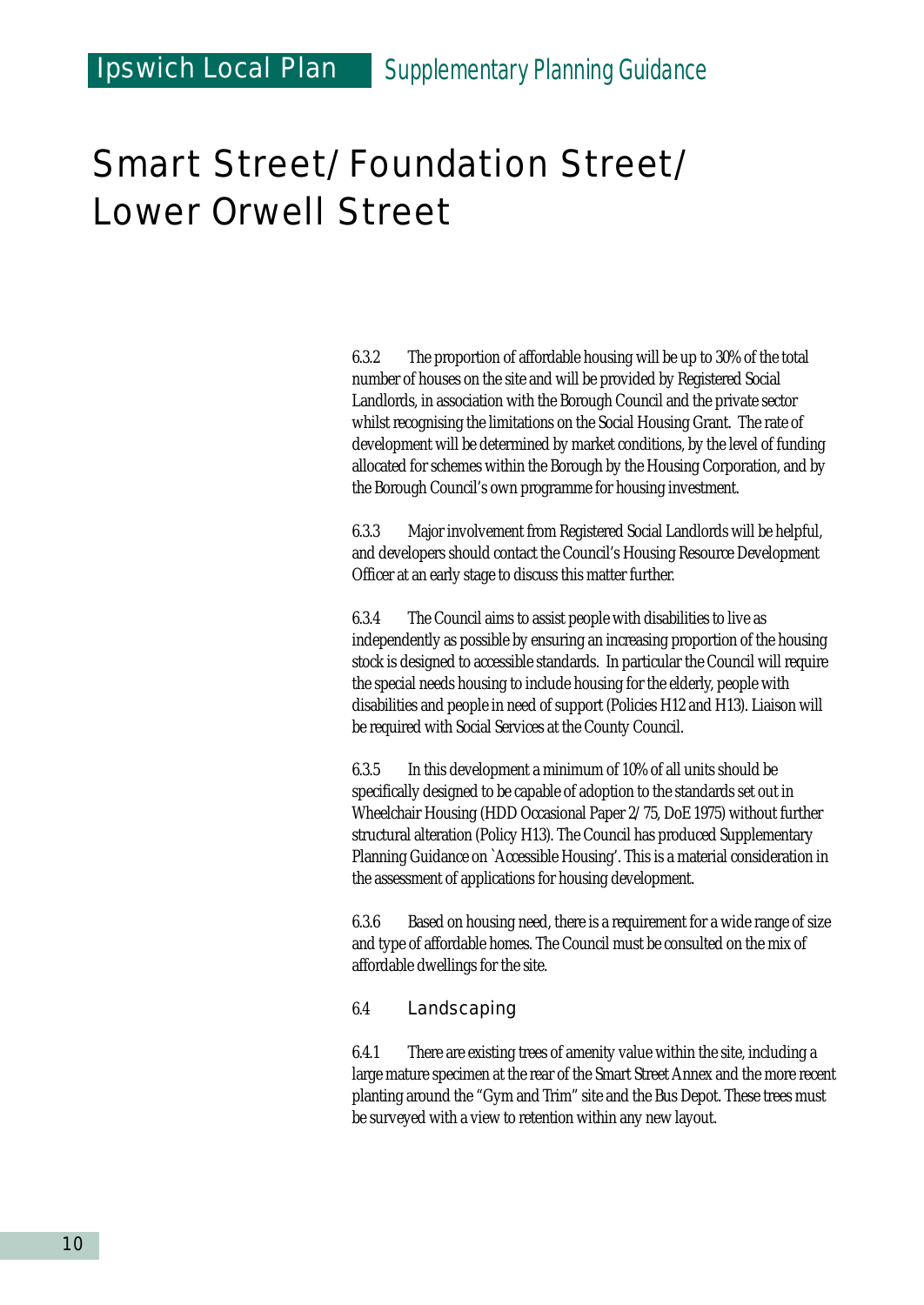# Smart Street/Foundation Street/ Lower Orwell Street

6.3.2 The proportion of affordable housing will be up to 30% of the total number of houses on the site and will be provided by Registered Social Landlords, in association with the Borough Council and the private sector whilst recognising the limitations on the Social Housing Grant. The rate of development will be determined by market conditions, by the level of funding allocated for schemes within the Borough by the Housing Corporation, and by the Borough Council's own programme for housing investment.

6.3.3 Major involvement from Registered Social Landlords will be helpful, and developers should contact the Council's Housing Resource Development Officer at an early stage to discuss this matter further.

6.3.4 The Council aims to assist people with disabilities to live as independently as possible by ensuring an increasing proportion of the housing stock is designed to accessible standards. In particular the Council will require the special needs housing to include housing for the elderly, people with disabilities and people in need of support (Policies H12 and H13). Liaison will be required with Social Services at the County Council.

6.3.5 In this development a minimum of 10% of all units should be specifically designed to be capable of adoption to the standards set out in Wheelchair Housing (HDD Occasional Paper 2/75, DoE 1975) without further structural alteration (Policy H13). The Council has produced Supplementary Planning Guidance on `Accessible Housing'. This is a material consideration in the assessment of applications for housing development.

6.3.6 Based on housing need, there is a requirement for a wide range of size and type of affordable homes. The Council must be consulted on the mix of affordable dwellings for the site.

## 6.4 Landscaping

6.4.1 There are existing trees of amenity value within the site, including a large mature specimen at the rear of the Smart Street Annex and the more recent planting around the "Gym and Trim" site and the Bus Depot. These trees must be surveyed with a view to retention within any new layout.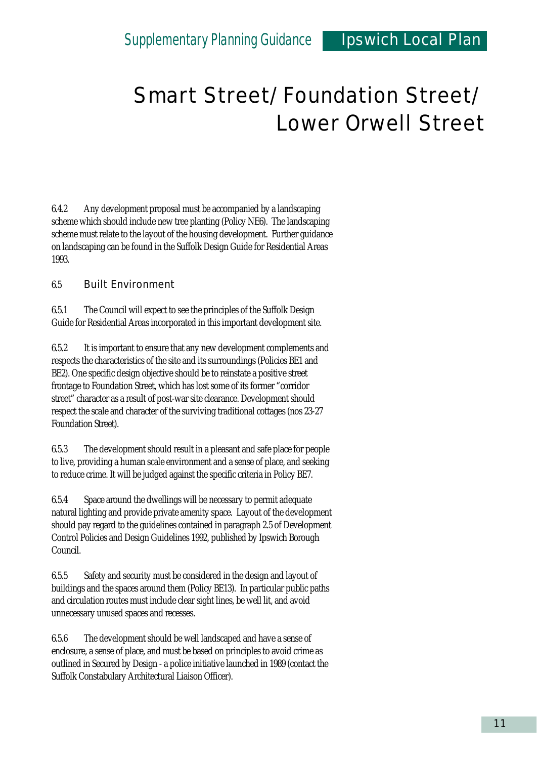# Smart Street/ Foundation Street/ Lower Orwell Street

6.4.2 Any development proposal must be accompanied by a landscaping scheme which should include new tree planting (Policy NE6). The landscaping scheme must relate to the layout of the housing development. Further guidance on landscaping can be found in the Suffolk Design Guide for Residential Areas 1993.

## 6.5 Built Environment

6.5.1 The Council will expect to see the principles of the Suffolk Design Guide for Residential Areas incorporated in this important development site.

6.5.2 It is important to ensure that any new development complements and respects the characteristics of the site and its surroundings (Policies BE1 and BE2). One specific design objective should be to reinstate a positive street frontage to Foundation Street, which has lost some of its former "corridor street" character as a result of post-war site clearance. Development should respect the scale and character of the surviving traditional cottages (nos 23-27 Foundation Street).

6.5.3 The development should result in a pleasant and safe place for people to live, providing a human scale environment and a sense of place, and seeking to reduce crime. It will be judged against the specific criteria in Policy BE7.

6.5.4 Space around the dwellings will be necessary to permit adequate natural lighting and provide private amenity space. Layout of the development should pay regard to the guidelines contained in paragraph 2.5 of Development Control Policies and Design Guidelines 1992, published by Ipswich Borough Council.

6.5.5 Safety and security must be considered in the design and layout of buildings and the spaces around them (Policy BE13). In particular public paths and circulation routes must include clear sight lines, be well lit, and avoid unnecessary unused spaces and recesses.

6.5.6 The development should be well landscaped and have a sense of enclosure, a sense of place, and must be based on principles to avoid crime as outlined in Secured by Design - a police initiative launched in 1989 (contact the Suffolk Constabulary Architectural Liaison Officer).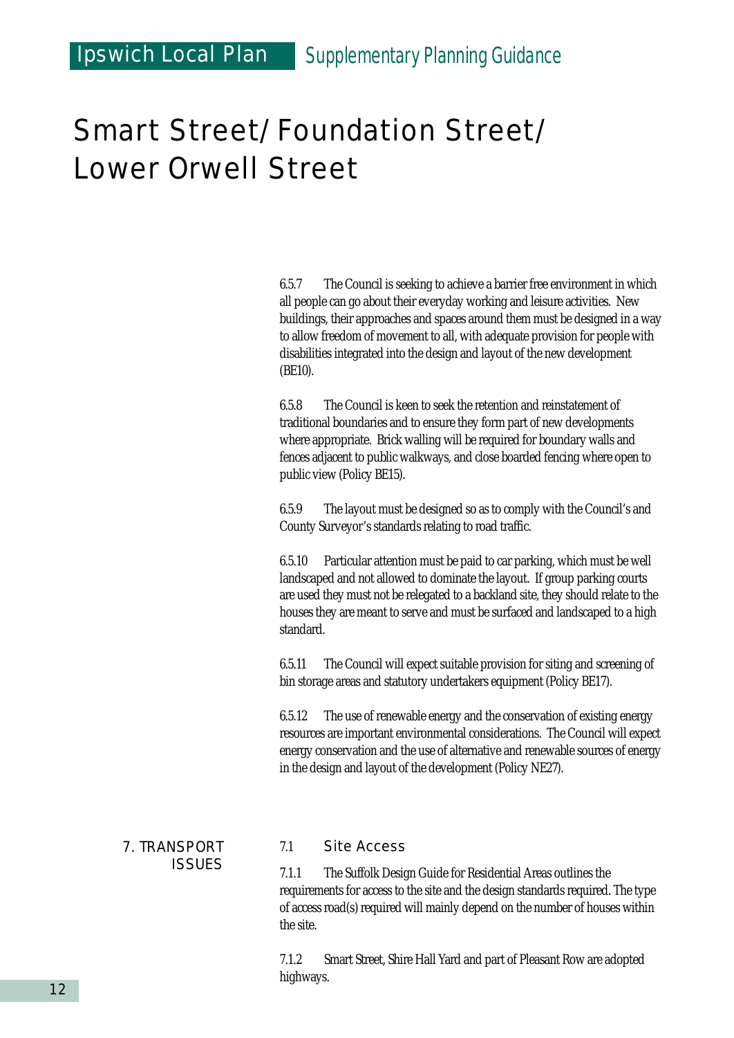# Smart Street/Foundation Street/ Lower Orwell Street

6.5.7 The Council is seeking to achieve a barrier free environment in which all people can go about their everyday working and leisure activities. New buildings, their approaches and spaces around them must be designed in a way to allow freedom of movement to all, with adequate provision for people with disabilities integrated into the design and layout of the new development (BE10).

6.5.8 The Council is keen to seek the retention and reinstatement of traditional boundaries and to ensure they form part of new developments where appropriate. Brick walling will be required for boundary walls and fences adjacent to public walkways, and close boarded fencing where open to public view (Policy BE15).

6.5.9 The layout must be designed so as to comply with the Council's and County Surveyor's standards relating to road traffic.

6.5.10 Particular attention must be paid to car parking, which must be well landscaped and not allowed to dominate the layout. If group parking courts are used they must not be relegated to a backland site, they should relate to the houses they are meant to serve and must be surfaced and landscaped to a high standard.

6.5.11 The Council will expect suitable provision for siting and screening of bin storage areas and statutory undertakers equipment (Policy BE17).

6.5.12 The use of renewable energy and the conservation of existing energy resources are important environmental considerations. The Council will expect energy conservation and the use of alternative and renewable sources of energy in the design and layout of the development (Policy NE27).

## 7. TRANSPORT ISSUES

### 7.1 Site Access

7.1.1 The Suffolk Design Guide for Residential Areas outlines the requirements for access to the site and the design standards required. The type of access road(s) required will mainly depend on the number of houses within the site.

7.1.2 Smart Street, Shire Hall Yard and part of Pleasant Row are adopted highways.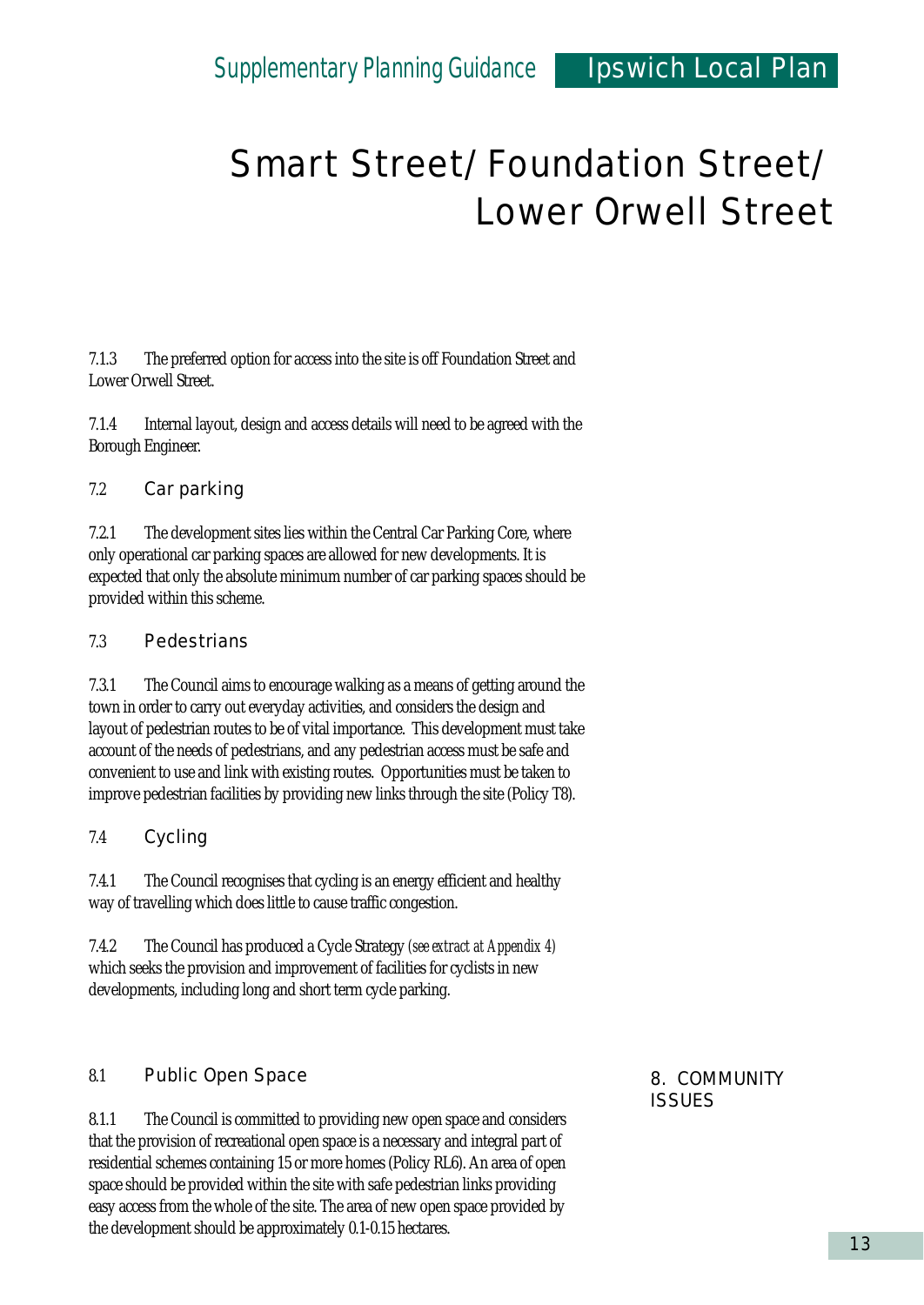# Smart Street/Foundation Street/ Lower Orwell Street

7.1.3 The preferred option for access into the site is off Foundation Street and Lower Orwell Street.

7.1.4 Internal layout, design and access details will need to be agreed with the Borough Engineer.

## 7.2 Car parking

7.2.1 The development sites lies within the Central Car Parking Core, where only operational car parking spaces are allowed for new developments. It is expected that only the absolute minimum number of car parking spaces should be provided within this scheme.

## 7.3 Pedestrians

7.3.1 The Council aims to encourage walking as a means of getting around the town in order to carry out everyday activities, and considers the design and layout of pedestrian routes to be of vital importance. This development must take account of the needs of pedestrians, and any pedestrian access must be safe and convenient to use and link with existing routes. Opportunities must be taken to improve pedestrian facilities by providing new links through the site (Policy T8).

## 7.4 Cycling

7.4.1 The Council recognises that cycling is an energy efficient and healthy way of travelling which does little to cause traffic congestion.

7.4.2 The Council has produced a Cycle Strategy *(see extract at Appendix 4)* which seeks the provision and improvement of facilities for cyclists in new developments, including long and short term cycle parking.

# 8. COMMUNITY ISSUES

## 8.1 Public Open Space

8.1.1 The Council is committed to providing new open space and considers that the provision of recreational open space is a necessary and integral part of residential schemes containing 15 or more homes (Policy RL6). An area of open space should be provided within the site with safe pedestrian links providing easy access from the whole of the site. The area of new open space provided by the development should be approximately 0.1-0.15 hectares.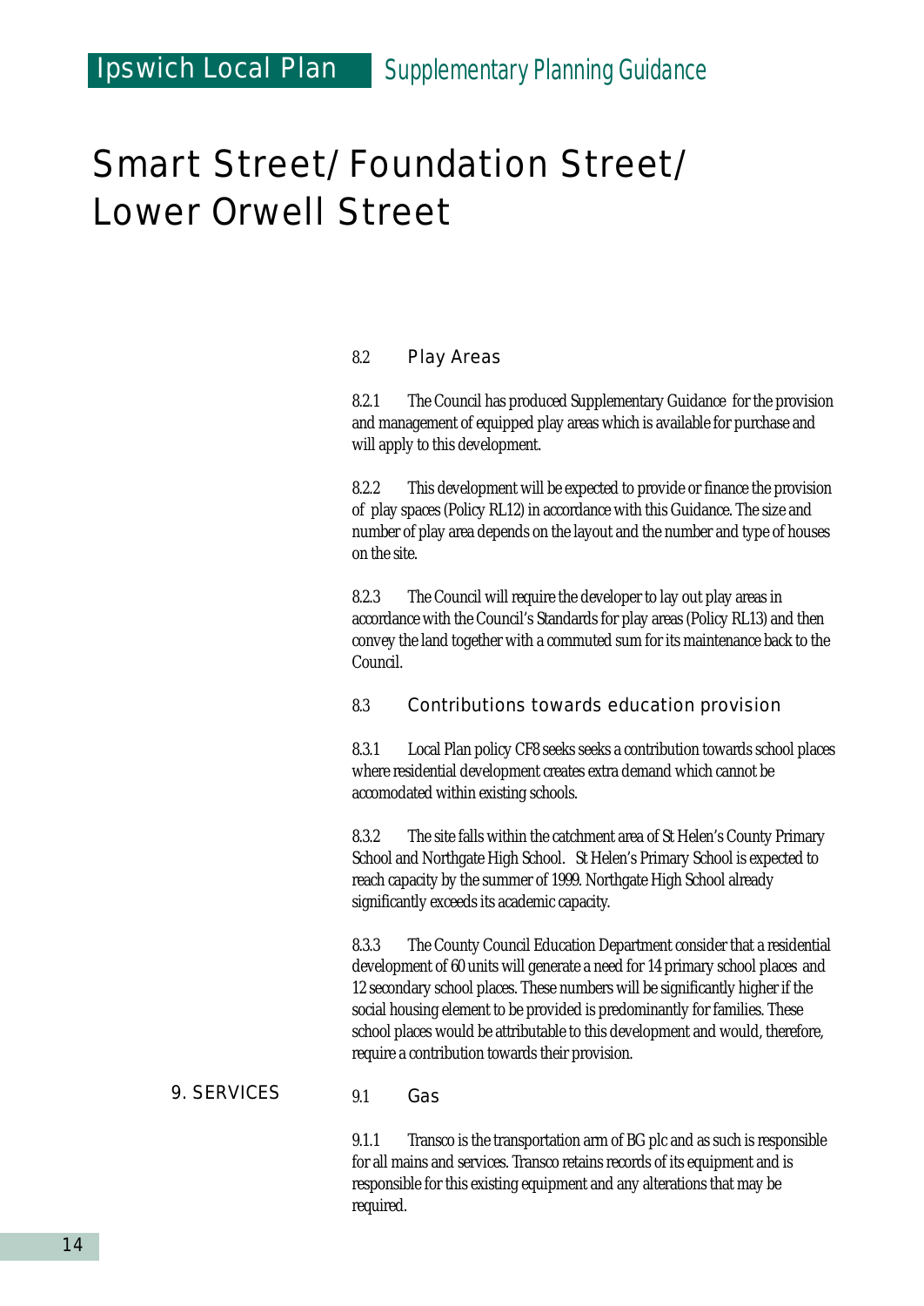# Smart Street/Foundation Street/ Lower Orwell Street

### 8.2 Play Areas

8.2.1 The Council has produced Supplementary Guidance for the provision and management of equipped play areas which is available for purchase and will apply to this development.

8.2.2 This development will be expected to provide or finance the provision of play spaces (Policy RL12) in accordance with this Guidance. The size and number of play area depends on the layout and the number and type of houses on the site.

8.2.3 The Council will require the developer to lay out play areas in accordance with the Council's Standards for play areas (Policy RL13) and then convey the land together with a commuted sum for its maintenance back to the Council.

### 8.3 Contributions towards education provision

8.3.1 Local Plan policy CF8 seeks seeks a contribution towards school places where residential development creates extra demand which cannot be accomodated within existing schools.

8.3.2 The site falls within the catchment area of St Helen's County Primary School and Northgate High School. St Helen's Primary School is expected to reach capacity by the summer of 1999. Northgate High School already significantly exceeds its academic capacity.

8.3.3 The County Council Education Department consider that a residential development of 60 units will generate a need for 14 primary school places and 12 secondary school places. These numbers will be significantly higher if the social housing element to be provided is predominantly for families. These school places would be attributable to this development and would, therefore, require a contribution towards their provision.

## 9. SERVICES

### 9.1 Gas

9.1.1 Transco is the transportation arm of BG plc and as such is responsible for all mains and services. Transco retains records of its equipment and is responsible for this existing equipment and any alterations that may be required.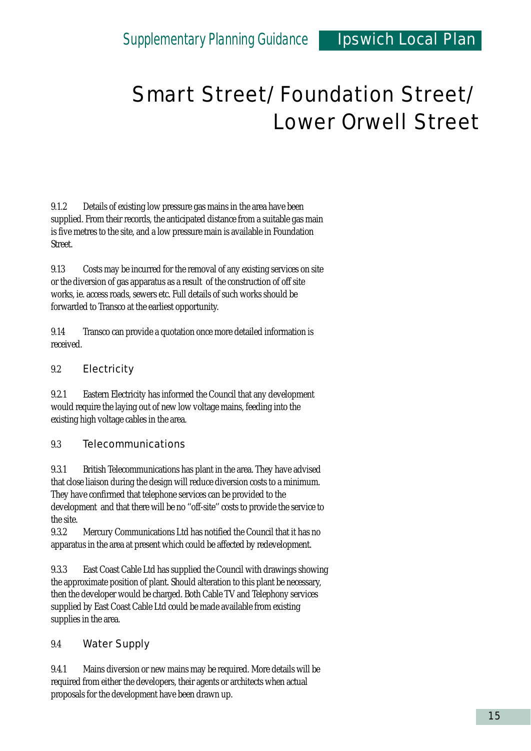# Smart Street/ Foundation Street/ Lower Orwell Street

9.1.2 Details of existing low pressure gas mains in the area have been supplied. From their records, the anticipated distance from a suitable gas main is five metres to the site, and a low pressure main is available in Foundation Street.

9.13 Costs may be incurred for the removal of any existing services on site or the diversion of gas apparatus as a result of the construction of off site works, ie. access roads, sewers etc. Full details of such works should be forwarded to Transco at the earliest opportunity.

9.14 Transco can provide a quotation once more detailed information is received.

### 9.2 Electricity

9.2.1 Eastern Electricity has informed the Council that any development would require the laying out of new low voltage mains, feeding into the existing high voltage cables in the area.

### 9.3 Telecommunications

9.3.1 British Telecommunications has plant in the area. They have advised that close liaison during the design will reduce diversion costs to a minimum. They have confirmed that telephone services can be provided to the development and that there will be no "off-site" costs to provide the service to the site.

9.3.2 Mercury Communications Ltd has notified the Council that it has no apparatus in the area at present which could be affected by redevelopment.

9.3.3 East Coast Cable Ltd has supplied the Council with drawings showing the approximate position of plant. Should alteration to this plant be necessary, then the developer would be charged. Both Cable TV and Telephony services supplied by East Coast Cable Ltd could be made available from existing supplies in the area.

### 9.4 Water Supply

9.4.1 Mains diversion or new mains may be required. More details will be required from either the developers, their agents or architects when actual proposals for the development have been drawn up.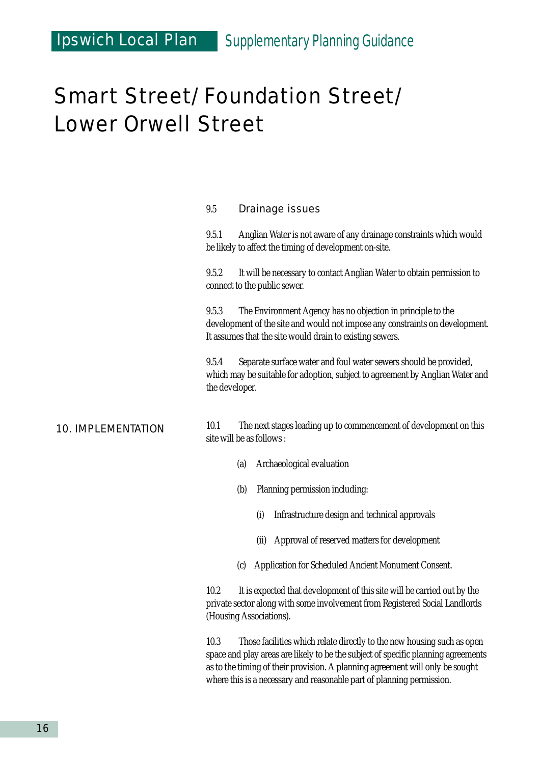# Smart Street/ Foundation Street/ Lower Orwell Street

### 9.5 Drainage issues

9.5.1 Anglian Water is not aware of any drainage constraints which would be likely to affect the timing of development on-site.

9.5.2 It will be necessary to contact Anglian Water to obtain permission to connect to the public sewer.

9.5.3 The Environment Agency has no objection in principle to the development of the site and would not impose any constraints on development. It assumes that the site would drain to existing sewers.

9.5.4 Separate surface water and foul water sewers should be provided, which may be suitable for adoption, subject to agreement by Anglian Water and the developer.

## 10. IMPLEMENTATION

10.1 The next stages leading up to commencement of development on this site will be as follows :

- (a) Archaeological evaluation
- (b) Planning permission including:
  - (i) Infrastructure design and technical approvals
  - (ii) Approval of reserved matters for development
- (c) Application for Scheduled Ancient Monument Consent.

10.2 It is expected that development of this site will be carried out by the private sector along with some involvement from Registered Social Landlords (Housing Associations).

10.3 Those facilities which relate directly to the new housing such as open space and play areas are likely to be the subject of specific planning agreements as to the timing of their provision. A planning agreement will only be sought where this is a necessary and reasonable part of planning permission.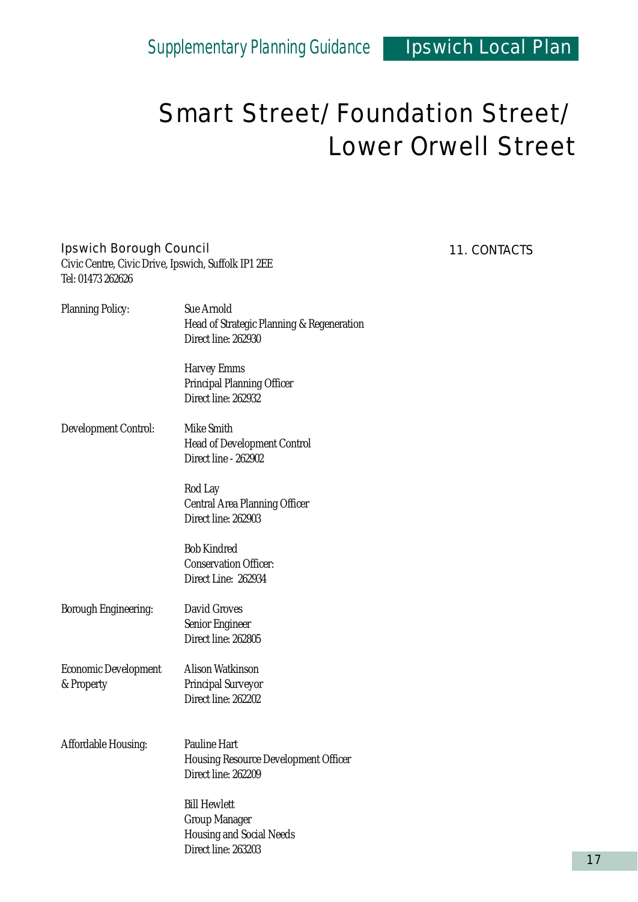# Smart Street/ Foundation Street/ Lower Orwell Street

## 11. CONTACTS

**Ipswich Borough Council**
Civic Centre, Civic Drive, Ipswich, Suffolk IP1 2EE
Tel: 01473 262626

| | |
|---|---|
| Planning Policy: | Sue Arnold<br>Head of Strategic Planning & Regeneration<br>Direct line: 262930 |
| | Harvey Emms<br>Principal Planning Officer<br>Direct line: 262932 |
| Development Control: | Mike Smith<br>Head of Development Control<br>Direct line - 262902 |
| | Rod Lay<br>Central Area Planning Officer<br>Direct line: 262903 |
| | Bob Kindred<br>Conservation Officer:<br>Direct Line: 262934 |
| Borough Engineering: | David Groves<br>Senior Engineer<br>Direct line: 262805 |
| Economic Development & Property | Alison Watkinson<br>Principal Surveyor<br>Direct line: 262202 |
| Affordable Housing: | Pauline Hart<br>Housing Resource Development Officer<br>Direct line: 262209 |
| | Bill Hewlett<br>Group Manager<br>Housing and Social Needs<br>Direct line: 263203 |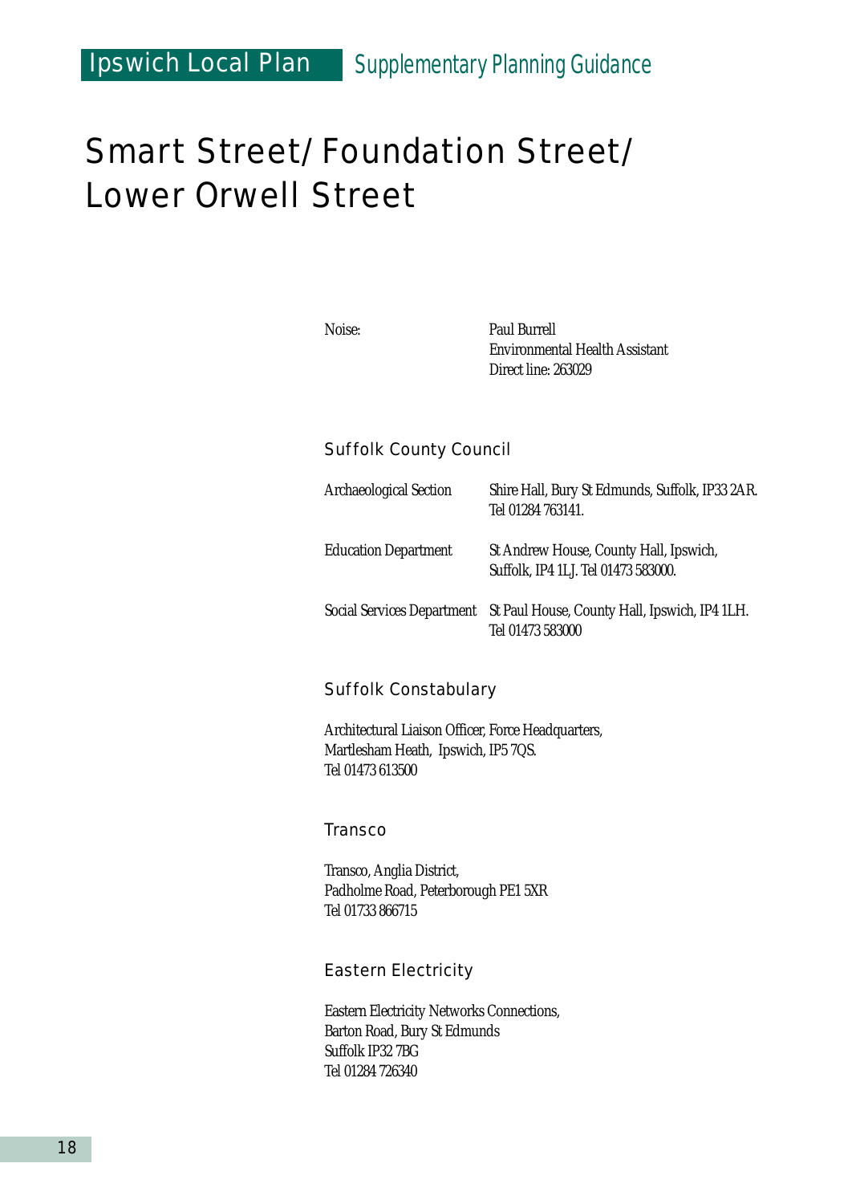# Smart Street/Foundation Street/ Lower Orwell Street

| | |
|---|---|
| Noise: | Paul Burrell<br>Environmental Health Assistant<br>Direct line: 263029 |

## Suffolk County Council

| | |
|---|---|
| Archaeological Section | Shire Hall, Bury St Edmunds, Suffolk, IP33 2AR. Tel 01284 763141. |
| Education Department | St Andrew House, County Hall, Ipswich, Suffolk, IP4 1LJ. Tel 01473 583000. |
| Social Services Department | St Paul House, County Hall, Ipswich, IP4 1LH. Tel 01473 583000 |

## Suffolk Constabulary

Architectural Liaison Officer, Force Headquarters,
Martlesham Heath, Ipswich, IP5 7QS.
Tel 01473 613500

## Transco

Transco, Anglia District,
Padholme Road, Peterborough PE1 5XR
Tel 01733 866715

## Eastern Electricity

Eastern Electricity Networks Connections,
Barton Road, Bury St Edmunds
Suffolk IP32 7BG
Tel 01284 726340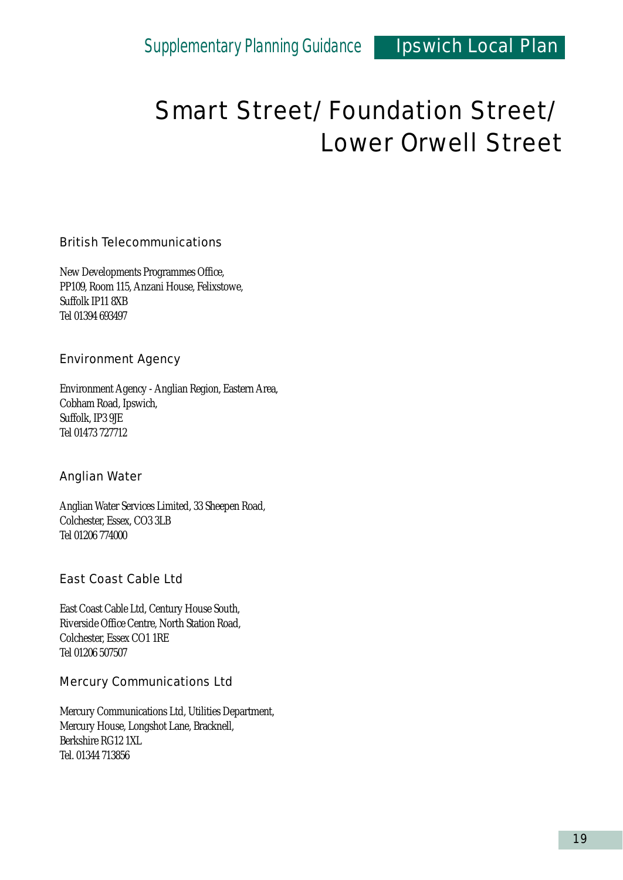# Smart Street/ Foundation Street/ Lower Orwell Street

## British Telecommunications

New Developments Programmes Office,
PP109, Room 115, Anzani House, Felixstowe,
Suffolk IP11 8XB
Tel 01394 693497

## Environment Agency

Environment Agency - Anglian Region, Eastern Area,
Cobham Road, Ipswich,
Suffolk, IP3 9JE
Tel 01473 727712

## Anglian Water

Anglian Water Services Limited, 33 Sheepen Road,
Colchester, Essex, CO3 3LB
Tel 01206 774000

## East Coast Cable Ltd

East Coast Cable Ltd, Century House South,
Riverside Office Centre, North Station Road,
Colchester, Essex CO1 1RE
Tel 01206 507507

## Mercury Communications Ltd

Mercury Communications Ltd, Utilities Department,
Mercury House, Longshot Lane, Bracknell,
Berkshire RG12 1XL
Tel. 01344 713856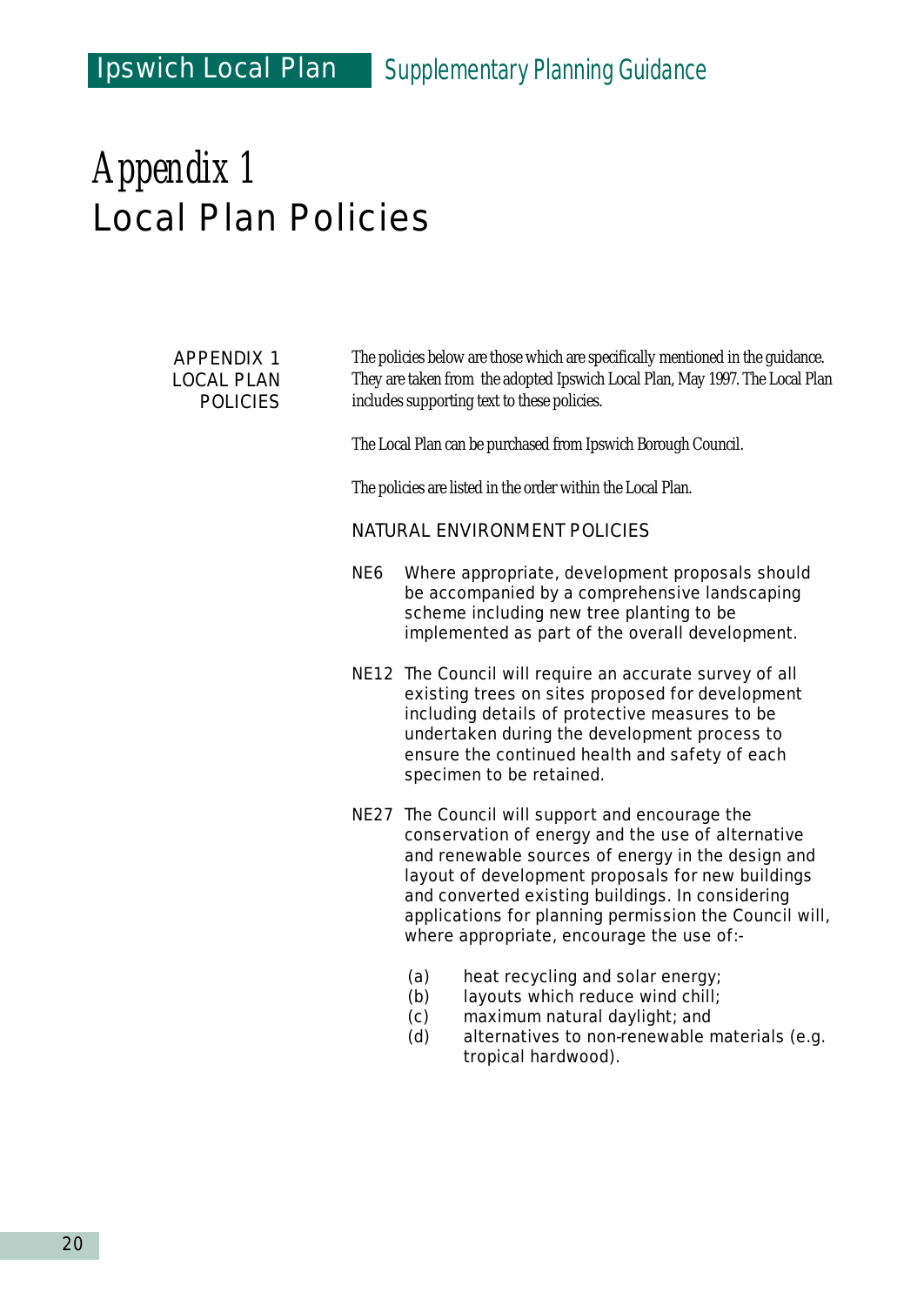# Appendix 1
# Local Plan Policies

APPENDIX 1 LOCAL PLAN POLICIES

The policies below are those which are specifically mentioned in the guidance. They are taken from the adopted Ipswich Local Plan, May 1997. The Local Plan includes supporting text to these policies.

The Local Plan can be purchased from Ipswich Borough Council.

The policies are listed in the order within the Local Plan.

## NATURAL ENVIRONMENT POLICIES

NE6 Where appropriate, development proposals should be accompanied by a comprehensive landscaping scheme including new tree planting to be implemented as part of the overall development.

NE12 The Council will require an accurate survey of all existing trees on sites proposed for development including details of protective measures to be undertaken during the development process to ensure the continued health and safety of each specimen to be retained.

NE27 The Council will support and encourage the conservation of energy and the use of alternative and renewable sources of energy in the design and layout of development proposals for new buildings and converted existing buildings. In considering applications for planning permission the Council will, where appropriate, encourage the use of:-

(a) heat recycling and solar energy;
(b) layouts which reduce wind chill;
(c) maximum natural daylight; and
(d) alternatives to non-renewable materials (e.g. tropical hardwood).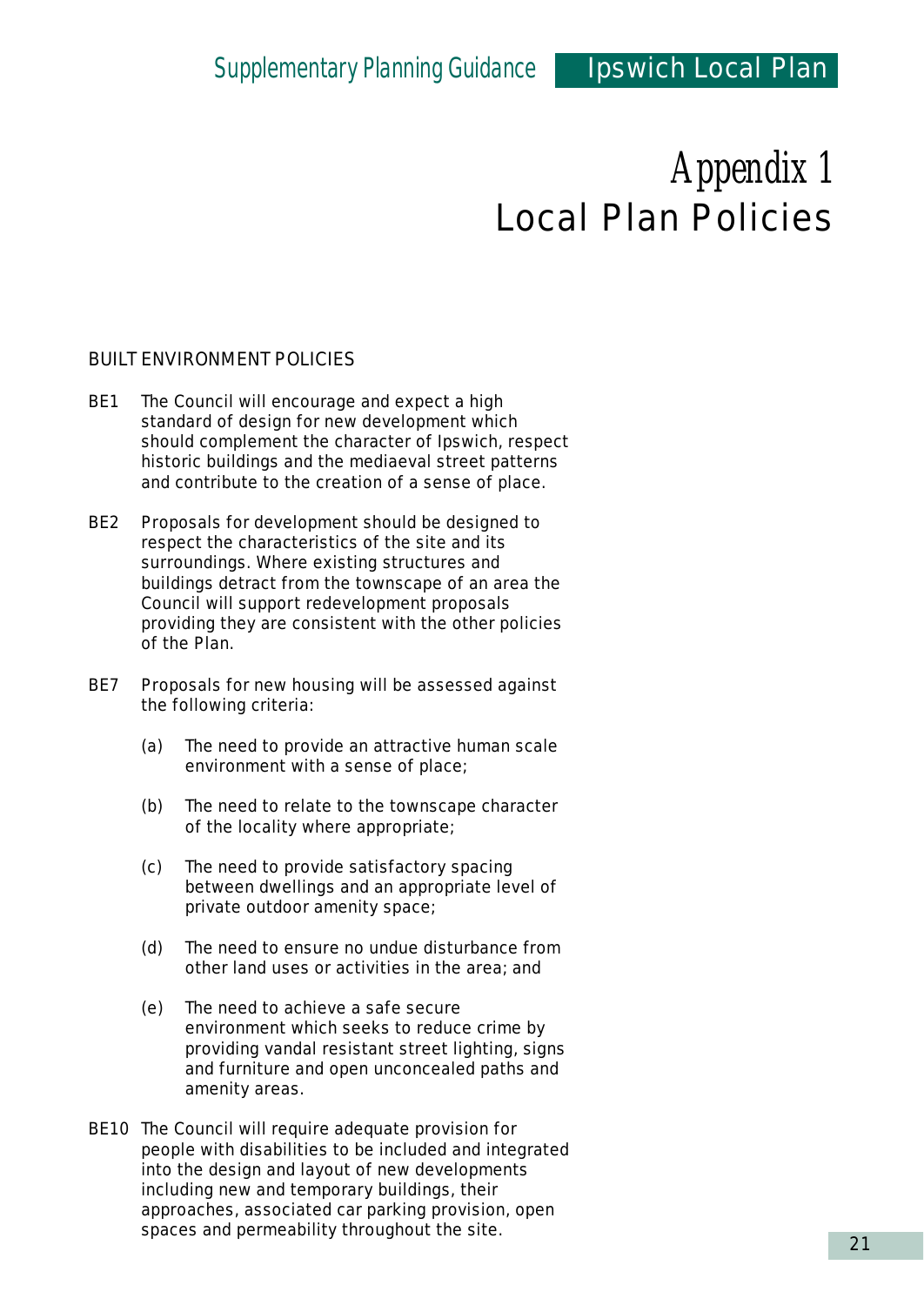# Appendix 1
# Local Plan Policies

## BUILT ENVIRONMENT POLICIES

BE1 The Council will encourage and expect a high standard of design for new development which should complement the character of Ipswich, respect historic buildings and the mediaeval street patterns and contribute to the creation of a sense of place.

BE2 Proposals for development should be designed to respect the characteristics of the site and its surroundings. Where existing structures and buildings detract from the townscape of an area the Council will support redevelopment proposals providing they are consistent with the other policies of the Plan.

BE7 Proposals for new housing will be assessed against the following criteria:

(a) The need to provide an attractive human scale environment with a sense of place;

(b) The need to relate to the townscape character of the locality where appropriate;

(c) The need to provide satisfactory spacing between dwellings and an appropriate level of private outdoor amenity space;

(d) The need to ensure no undue disturbance from other land uses or activities in the area; and

(e) The need to achieve a safe secure environment which seeks to reduce crime by providing vandal resistant street lighting, signs and furniture and open unconcealed paths and amenity areas.

BE10 The Council will require adequate provision for people with disabilities to be included and integrated into the design and layout of new developments including new and temporary buildings, their approaches, associated car parking provision, open spaces and permeability throughout the site.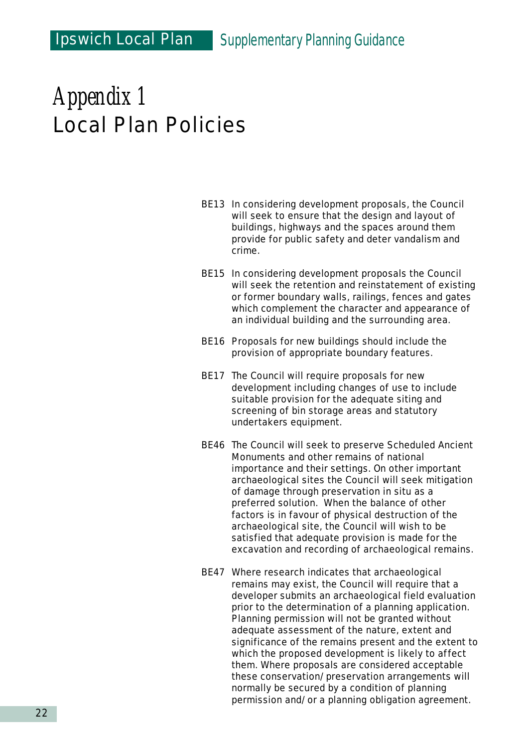# *Appendix 1*
# Local Plan Policies

BE13 In considering development proposals, the Council will seek to ensure that the design and layout of buildings, highways and the spaces around them provide for public safety and deter vandalism and crime.

BE15 In considering development proposals the Council will seek the retention and reinstatement of existing or former boundary walls, railings, fences and gates which complement the character and appearance of an individual building and the surrounding area.

BE16 Proposals for new buildings should include the provision of appropriate boundary features.

BE17 The Council will require proposals for new development including changes of use to include suitable provision for the adequate siting and screening of bin storage areas and statutory undertakers equipment.

BE46 The Council will seek to preserve Scheduled Ancient Monuments and other remains of national importance and their settings. On other important archaeological sites the Council will seek mitigation of damage through preservation in situ as a preferred solution. When the balance of other factors is in favour of physical destruction of the archaeological site, the Council will wish to be satisfied that adequate provision is made for the excavation and recording of archaeological remains.

BE47 Where research indicates that archaeological remains may exist, the Council will require that a developer submits an archaeological field evaluation prior to the determination of a planning application. Planning permission will not be granted without adequate assessment of the nature, extent and significance of the remains present and the extent to which the proposed development is likely to affect them. Where proposals are considered acceptable these conservation/preservation arrangements will normally be secured by a condition of planning permission and/or a planning obligation agreement.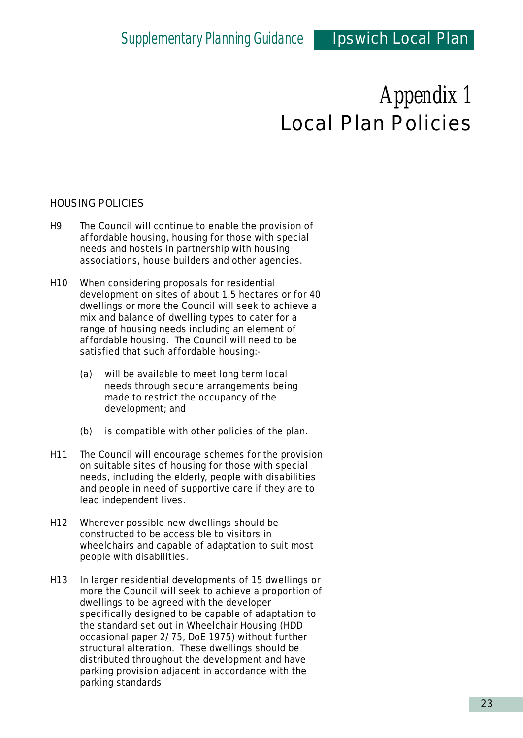# *Appendix 1*
# Local Plan Policies

## HOUSING POLICIES

H9 The Council will continue to enable the provision of affordable housing, housing for those with special needs and hostels in partnership with housing associations, house builders and other agencies.

H10 When considering proposals for residential development on sites of about 1.5 hectares or for 40 dwellings or more the Council will seek to achieve a mix and balance of dwelling types to cater for a range of housing needs including an element of affordable housing. The Council will need to be satisfied that such affordable housing:-

- (a) will be available to meet long term local needs through secure arrangements being made to restrict the occupancy of the development; and
- (b) is compatible with other policies of the plan.

H11 The Council will encourage schemes for the provision on suitable sites of housing for those with special needs, including the elderly, people with disabilities and people in need of supportive care if they are to lead independent lives.

H12 Wherever possible new dwellings should be constructed to be accessible to visitors in wheelchairs and capable of adaptation to suit most people with disabilities.

H13 In larger residential developments of 15 dwellings or more the Council will seek to achieve a proportion of dwellings to be agreed with the developer specifically designed to be capable of adaptation to the standard set out in Wheelchair Housing (HDD occasional paper 2/75, DoE 1975) without further structural alteration. These dwellings should be distributed throughout the development and have parking provision adjacent in accordance with the parking standards.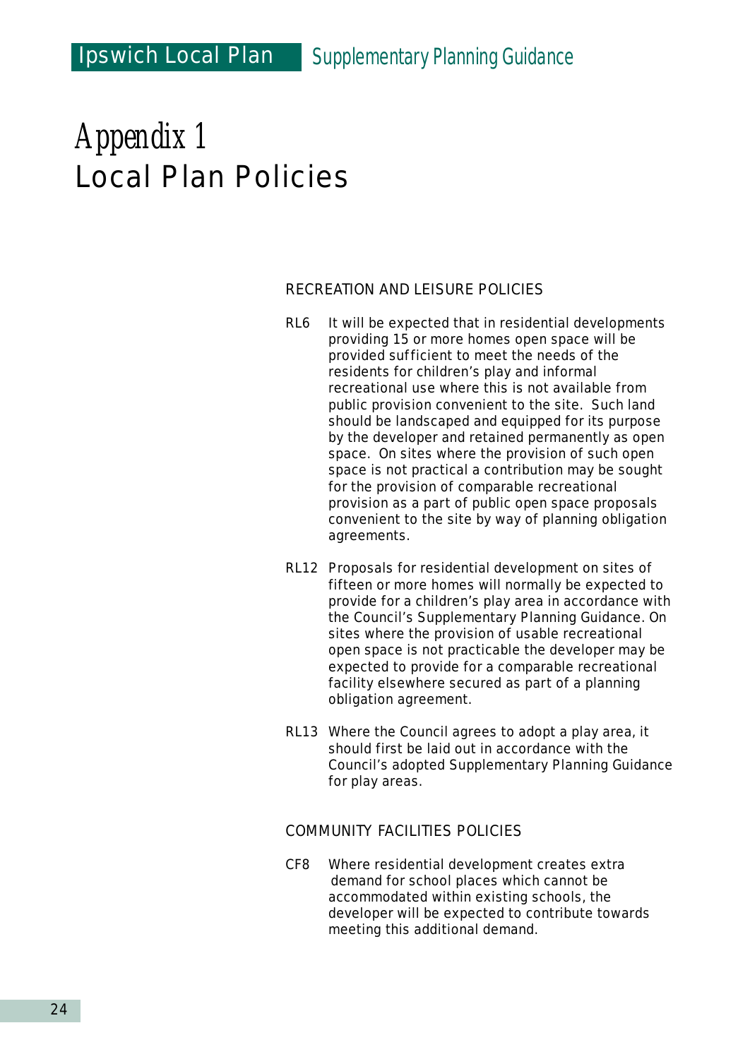# Appendix 1
# Local Plan Policies

## RECREATION AND LEISURE POLICIES

RL6 It will be expected that in residential developments providing 15 or more homes open space will be provided sufficient to meet the needs of the residents for children's play and informal recreational use where this is not available from public provision convenient to the site. Such land should be landscaped and equipped for its purpose by the developer and retained permanently as open space. On sites where the provision of such open space is not practical a contribution may be sought for the provision of comparable recreational provision as a part of public open space proposals convenient to the site by way of planning obligation agreements.

RL12 Proposals for residential development on sites of fifteen or more homes will normally be expected to provide for a children's play area in accordance with the Council's Supplementary Planning Guidance. On sites where the provision of usable recreational open space is not practicable the developer may be expected to provide for a comparable recreational facility elsewhere secured as part of a planning obligation agreement.

RL13 Where the Council agrees to adopt a play area, it should first be laid out in accordance with the Council's adopted Supplementary Planning Guidance for play areas.

## COMMUNITY FACILITIES POLICIES

CF8 Where residential development creates extra demand for school places which cannot be accommodated within existing schools, the developer will be expected to contribute towards meeting this additional demand.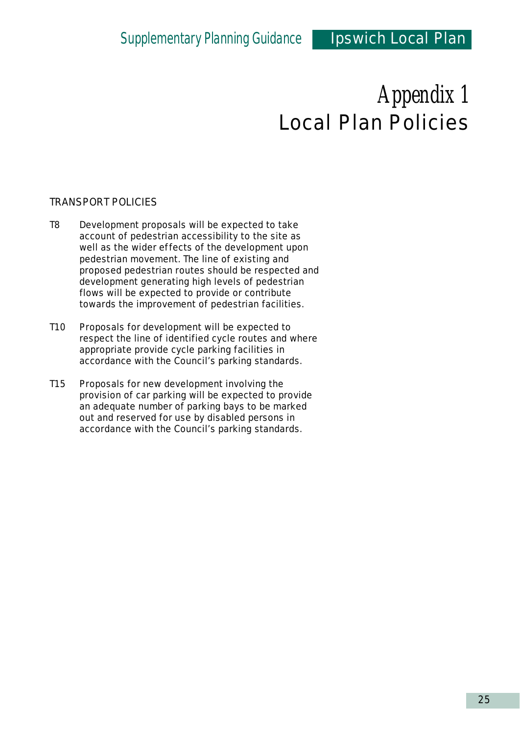# Appendix 1
# Local Plan Policies

TRANSPORT POLICIES

T8 Development proposals will be expected to take account of pedestrian accessibility to the site as well as the wider effects of the development upon pedestrian movement. The line of existing and proposed pedestrian routes should be respected and development generating high levels of pedestrian flows will be expected to provide or contribute towards the improvement of pedestrian facilities.

T10 Proposals for development will be expected to respect the line of identified cycle routes and where appropriate provide cycle parking facilities in accordance with the Council's parking standards.

T15 Proposals for new development involving the provision of car parking will be expected to provide an adequate number of parking bays to be marked out and reserved for use by disabled persons in accordance with the Council's parking standards.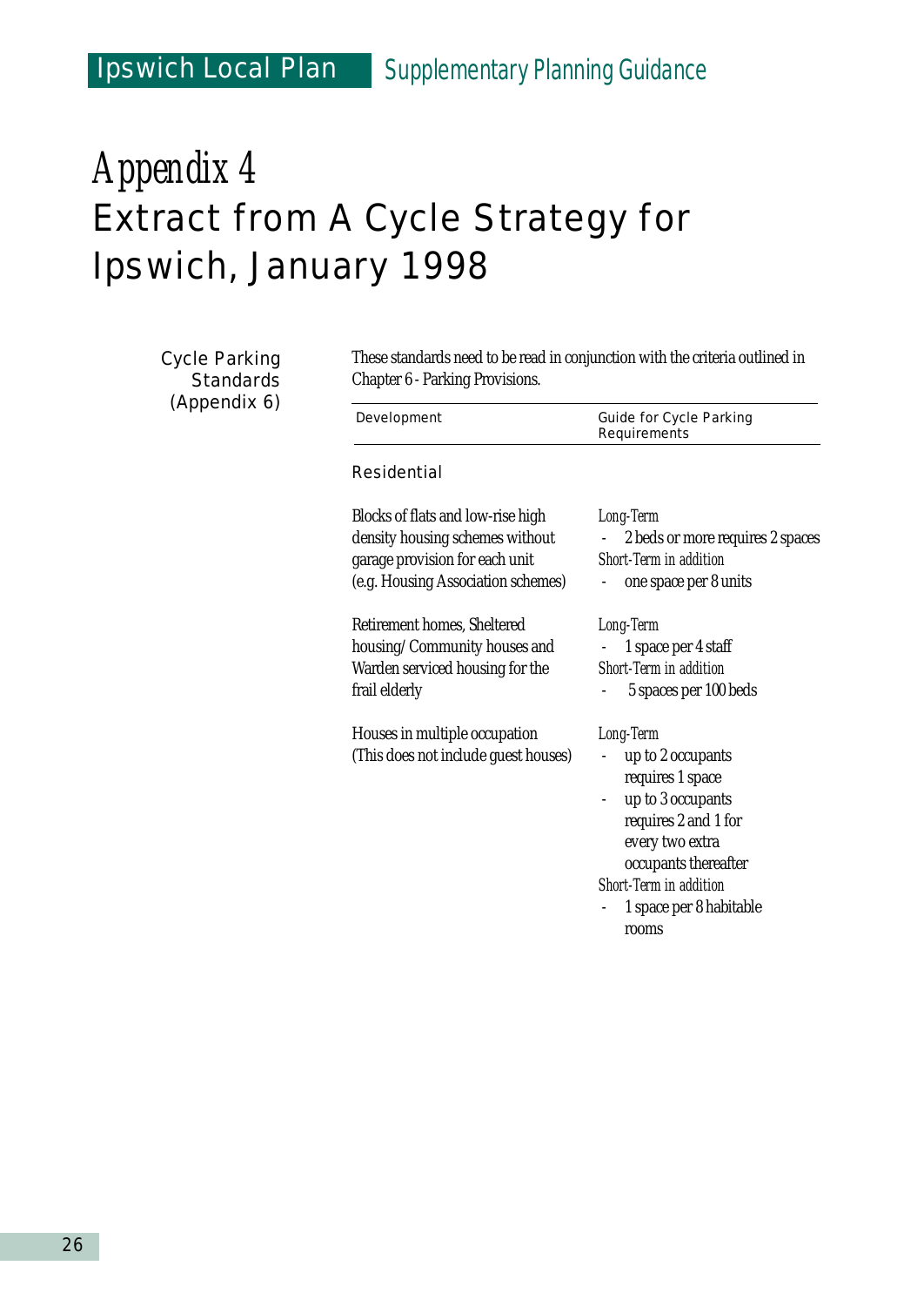# Appendix 4

# Extract from A Cycle Strategy for Ipswich, January 1998

## Cycle Parking Standards (Appendix 6)

These standards need to be read in conjunction with the criteria outlined in Chapter 6 - Parking Provisions.

| Development | Guide for Cycle Parking Requirements |
|---|---|
| **Residential** | |
| Blocks of flats and low-rise high density housing schemes without garage provision for each unit (e.g. Housing Association schemes) | *Long-Term*<br>- 2 beds or more requires 2 spaces<br>*Short-Term in addition*<br>- one space per 8 units |
| Retirement homes, Sheltered housing/Community houses and Warden serviced housing for the frail elderly | *Long-Term*<br>- 1 space per 4 staff<br>*Short-Term in addition*<br>- 5 spaces per 100 beds |
| Houses in multiple occupation (This does not include guest houses) | *Long-Term*<br>- up to 2 occupants requires 1 space<br>- up to 3 occupants requires 2 and 1 for every two extra occupants thereafter<br>*Short-Term in addition*<br>- 1 space per 8 habitable rooms |